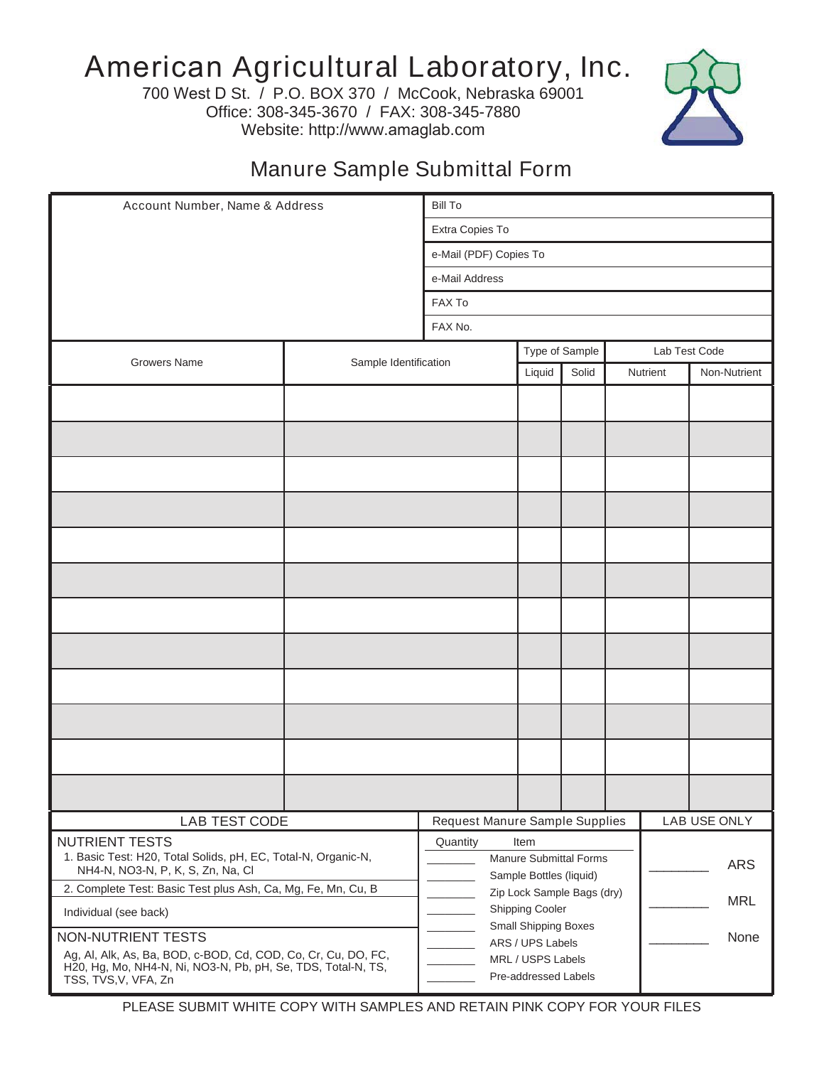# American Agricultural Laboratory, Inc.

700 West D St. / P.O. BOX 370 / McCook, Nebraska 69001
Office: 308-345-3670 / FAX: 308-345-7880
Website: http://www.amaglab.com

## Manure Sample Submittal Form

| Account Number, Name & Address | |
|---|---|
| | Bill To |
| | Extra Copies To |
| | e-Mail (PDF) Copies To |
| | e-Mail Address |
| | FAX To |
| | FAX No. |

| Growers Name | Sample Identification | Type of Sample | | Lab Test Code | |
|---|---|---|---|---|---|
| | | Liquid | Solid | Nutrient | Non-Nutrient |
| | | | | | |
| | | | | | |
| | | | | | |
| | | | | | |
| | | | | | |
| | | | | | |
| | | | | | |
| | | | | | |
| | | | | | |
| | | | | | |
| | | | | | |
| | | | | | |

### LAB TEST CODE

**NUTRIENT TESTS**

1. Basic Test: H20, Total Solids, pH, EC, Total-N, Organic-N, NH4-N, NO3-N, P, K, S, Zn, Na, Cl
2. Complete Test: Basic Test plus Ash, Ca, Mg, Fe, Mn, Cu, B

Individual (see back)

**NON-NUTRIENT TESTS**

Ag, Al, Alk, As, Ba, BOD, c-BOD, Cd, COD, Co, Cr, Cu, DO, FC, H20, Hg, Mo, NH4-N, Ni, NO3-N, Pb, pH, Se, TDS, Total-N, TS, TSS, TVS,V, VFA, Zn

### Request Manure Sample Supplies

| Quantity | Item |
|---|---|
| ________ | Manure Submittal Forms |
| ________ | Sample Bottles (liquid) |
| ________ | Zip Lock Sample Bags (dry) |
| ________ | Shipping Cooler |
| ________ | Small Shipping Boxes |
| ________ | ARS / UPS Labels |
| ________ | MRL / USPS Labels |
| ________ | Pre-addressed Labels |

### LAB USE ONLY

________ ARS

________ MRL

________ None

PLEASE SUBMIT WHITE COPY WITH SAMPLES AND RETAIN PINK COPY FOR YOUR FILES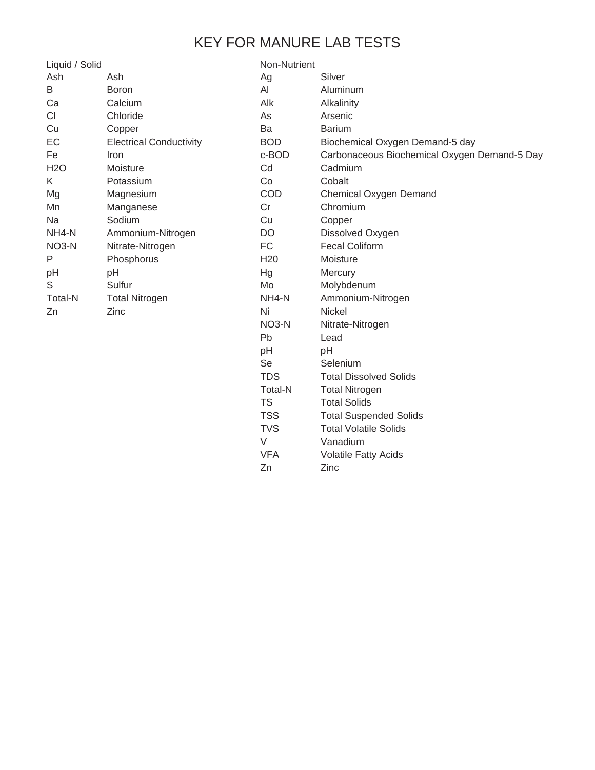# KEY FOR MANURE LAB TESTS

## Liquid / Solid

| | |
|---|---|
| Ash | Ash |
| B | Boron |
| Ca | Calcium |
| Cl | Chloride |
| Cu | Copper |
| EC | Electrical Conductivity |
| Fe | Iron |
| H2O | Moisture |
| K | Potassium |
| Mg | Magnesium |
| Mn | Manganese |
| Na | Sodium |
| NH4-N | Ammonium-Nitrogen |
| NO3-N | Nitrate-Nitrogen |
| P | Phosphorus |
| pH | pH |
| S | Sulfur |
| Total-N | Total Nitrogen |
| Zn | Zinc |

## Non-Nutrient

| | |
|---|---|
| Ag | Silver |
| Al | Aluminum |
| Alk | Alkalinity |
| As | Arsenic |
| Ba | Barium |
| BOD | Biochemical Oxygen Demand-5 day |
| c-BOD | Carbonaceous Biochemical Oxygen Demand-5 Day |
| Cd | Cadmium |
| Co | Cobalt |
| COD | Chemical Oxygen Demand |
| Cr | Chromium |
| Cu | Copper |
| DO | Dissolved Oxygen |
| FC | Fecal Coliform |
| H20 | Moisture |
| Hg | Mercury |
| Mo | Molybdenum |
| NH4-N | Ammonium-Nitrogen |
| Ni | Nickel |
| NO3-N | Nitrate-Nitrogen |
| Pb | Lead |
| pH | pH |
| Se | Selenium |
| TDS | Total Dissolved Solids |
| Total-N | Total Nitrogen |
| TS | Total Solids |
| TSS | Total Suspended Solids |
| TVS | Total Volatile Solids |
| V | Vanadium |
| VFA | Volatile Fatty Acids |
| Zn | Zinc |